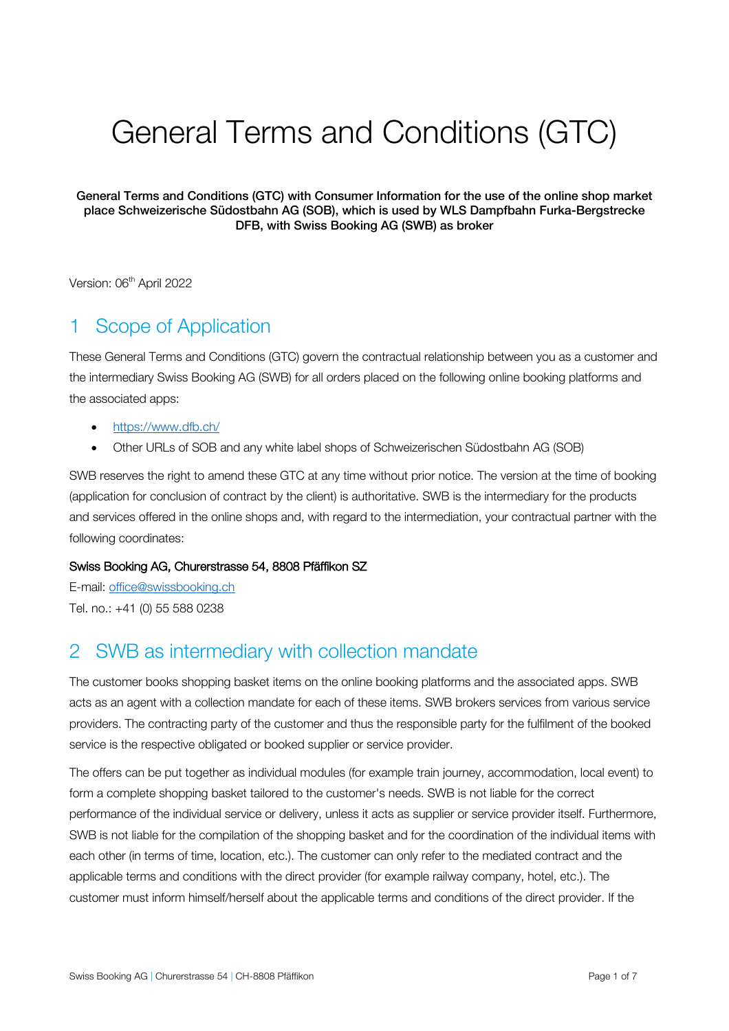# General Terms and Conditions (GTC)

**General Terms and Conditions (GTC) with Consumer Information for the use of the online shop market place Schweizerische Südostbahn AG (SOB), which is used by WLS Dampfbahn Furka-Bergstrecke DFB, with Swiss Booking AG (SWB) as broker**

Version: 06th April 2022

## 1 Scope of Application

These General Terms and Conditions (GTC) govern the contractual relationship between you as a customer and the intermediary Swiss Booking AG (SWB) for all orders placed on the following online booking platforms and the associated apps:

- https://www.dfb.ch/
- Other URLs of SOB and any white label shops of Schweizerischen Südostbahn AG (SOB)

SWB reserves the right to amend these GTC at any time without prior notice. The version at the time of booking (application for conclusion of contract by the client) is authoritative. SWB is the intermediary for the products and services offered in the online shops and, with regard to the intermediation, your contractual partner with the following coordinates:

**Swiss Booking AG, Churerstrasse 54, 8808 Pfäffikon SZ**
E-mail: office@swissbooking.ch
Tel. no.: +41 (0) 55 588 0238

## 2 SWB as intermediary with collection mandate

The customer books shopping basket items on the online booking platforms and the associated apps. SWB acts as an agent with a collection mandate for each of these items. SWB brokers services from various service providers. The contracting party of the customer and thus the responsible party for the fulfilment of the booked service is the respective obligated or booked supplier or service provider.

The offers can be put together as individual modules (for example train journey, accommodation, local event) to form a complete shopping basket tailored to the customer's needs. SWB is not liable for the correct performance of the individual service or delivery, unless it acts as supplier or service provider itself. Furthermore, SWB is not liable for the compilation of the shopping basket and for the coordination of the individual items with each other (in terms of time, location, etc.). The customer can only refer to the mediated contract and the applicable terms and conditions with the direct provider (for example railway company, hotel, etc.). The customer must inform himself/herself about the applicable terms and conditions of the direct provider. If the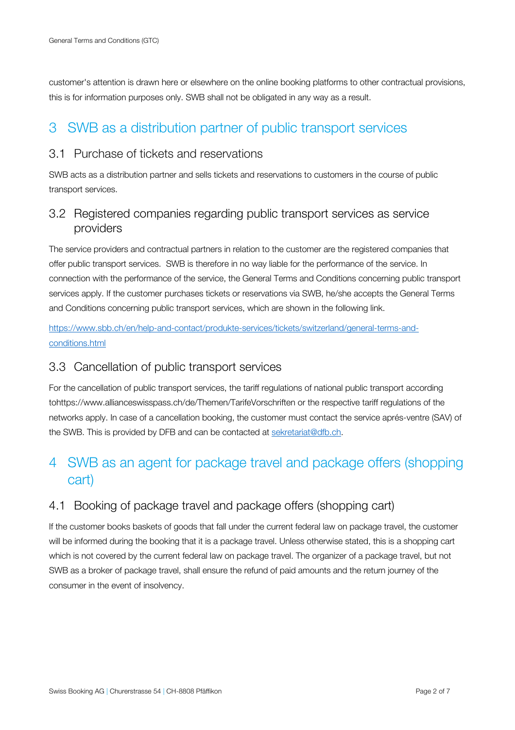customer's attention is drawn here or elsewhere on the online booking platforms to other contractual provisions, this is for information purposes only. SWB shall not be obligated in any way as a result.

# 3 SWB as a distribution partner of public transport services

## 3.1 Purchase of tickets and reservations

SWB acts as a distribution partner and sells tickets and reservations to customers in the course of public transport services.

## 3.2 Registered companies regarding public transport services as service providers

The service providers and contractual partners in relation to the customer are the registered companies that offer public transport services.  SWB is therefore in no way liable for the performance of the service. In connection with the performance of the service, the General Terms and Conditions concerning public transport services apply. If the customer purchases tickets or reservations via SWB, he/she accepts the General Terms and Conditions concerning public transport services, which are shown in the following link.

https://www.sbb.ch/en/help-and-contact/produkte-services/tickets/switzerland/general-terms-and-conditions.html

## 3.3 Cancellation of public transport services

For the cancellation of public transport services, the tariff regulations of national public transport according tohttps://www.allianceswisspass.ch/de/Themen/TarifeVorschriften or the respective tariff regulations of the networks apply. In case of a cancellation booking, the customer must contact the service aprés-ventre (SAV) of the SWB. This is provided by DFB and can be contacted at sekretariat@dfb.ch.

# 4 SWB as an agent for package travel and package offers (shopping cart)

## 4.1 Booking of package travel and package offers (shopping cart)

If the customer books baskets of goods that fall under the current federal law on package travel, the customer will be informed during the booking that it is a package travel. Unless otherwise stated, this is a shopping cart which is not covered by the current federal law on package travel. The organizer of a package travel, but not SWB as a broker of package travel, shall ensure the refund of paid amounts and the return journey of the consumer in the event of insolvency.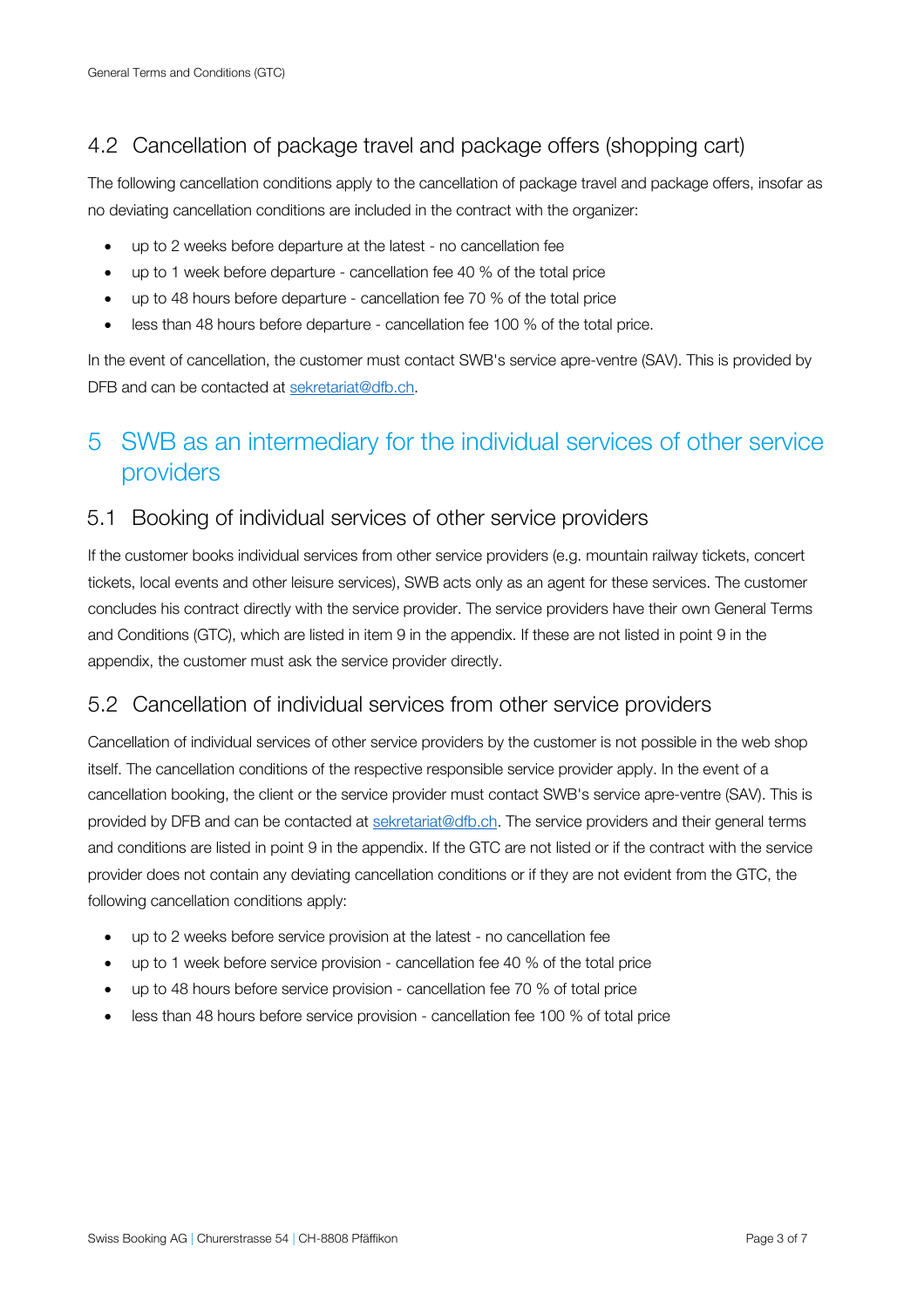### 4.2 Cancellation of package travel and package offers (shopping cart)

The following cancellation conditions apply to the cancellation of package travel and package offers, insofar as no deviating cancellation conditions are included in the contract with the organizer:

- up to 2 weeks before departure at the latest - no cancellation fee
- up to 1 week before departure - cancellation fee 40 % of the total price
- up to 48 hours before departure - cancellation fee 70 % of the total price
- less than 48 hours before departure - cancellation fee 100 % of the total price.

In the event of cancellation, the customer must contact SWB's service apre-ventre (SAV). This is provided by DFB and can be contacted at sekretariat@dfb.ch.

## 5 SWB as an intermediary for the individual services of other service providers

### 5.1 Booking of individual services of other service providers

If the customer books individual services from other service providers (e.g. mountain railway tickets, concert tickets, local events and other leisure services), SWB acts only as an agent for these services. The customer concludes his contract directly with the service provider. The service providers have their own General Terms and Conditions (GTC), which are listed in item 9 in the appendix. If these are not listed in point 9 in the appendix, the customer must ask the service provider directly.

### 5.2 Cancellation of individual services from other service providers

Cancellation of individual services of other service providers by the customer is not possible in the web shop itself. The cancellation conditions of the respective responsible service provider apply. In the event of a cancellation booking, the client or the service provider must contact SWB's service apre-ventre (SAV). This is provided by DFB and can be contacted at sekretariat@dfb.ch. The service providers and their general terms and conditions are listed in point 9 in the appendix. If the GTC are not listed or if the contract with the service provider does not contain any deviating cancellation conditions or if they are not evident from the GTC, the following cancellation conditions apply:

- up to 2 weeks before service provision at the latest - no cancellation fee
- up to 1 week before service provision - cancellation fee 40 % of the total price
- up to 48 hours before service provision - cancellation fee 70 % of total price
- less than 48 hours before service provision - cancellation fee 100 % of total price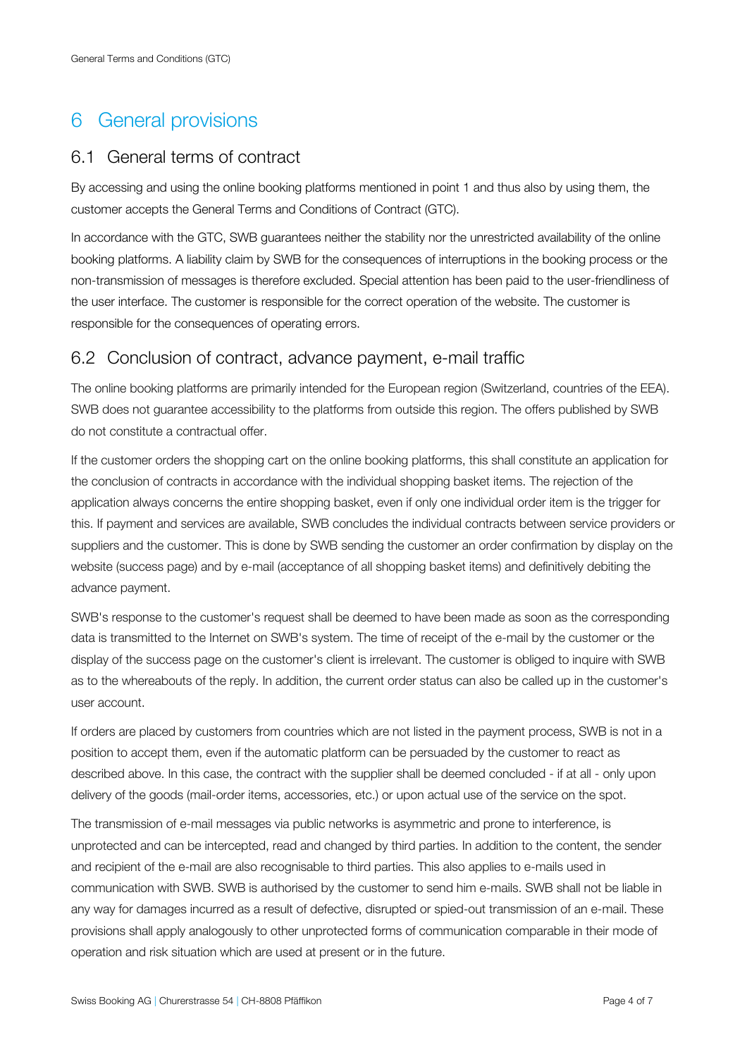# 6 General provisions

## 6.1 General terms of contract

By accessing and using the online booking platforms mentioned in point 1 and thus also by using them, the customer accepts the General Terms and Conditions of Contract (GTC).

In accordance with the GTC, SWB guarantees neither the stability nor the unrestricted availability of the online booking platforms. A liability claim by SWB for the consequences of interruptions in the booking process or the non-transmission of messages is therefore excluded. Special attention has been paid to the user-friendliness of the user interface. The customer is responsible for the correct operation of the website. The customer is responsible for the consequences of operating errors.

## 6.2 Conclusion of contract, advance payment, e-mail traffic

The online booking platforms are primarily intended for the European region (Switzerland, countries of the EEA). SWB does not guarantee accessibility to the platforms from outside this region. The offers published by SWB do not constitute a contractual offer.

If the customer orders the shopping cart on the online booking platforms, this shall constitute an application for the conclusion of contracts in accordance with the individual shopping basket items. The rejection of the application always concerns the entire shopping basket, even if only one individual order item is the trigger for this. If payment and services are available, SWB concludes the individual contracts between service providers or suppliers and the customer. This is done by SWB sending the customer an order confirmation by display on the website (success page) and by e-mail (acceptance of all shopping basket items) and definitively debiting the advance payment.

SWB's response to the customer's request shall be deemed to have been made as soon as the corresponding data is transmitted to the Internet on SWB's system. The time of receipt of the e-mail by the customer or the display of the success page on the customer's client is irrelevant. The customer is obliged to inquire with SWB as to the whereabouts of the reply. In addition, the current order status can also be called up in the customer's user account.

If orders are placed by customers from countries which are not listed in the payment process, SWB is not in a position to accept them, even if the automatic platform can be persuaded by the customer to react as described above. In this case, the contract with the supplier shall be deemed concluded - if at all - only upon delivery of the goods (mail-order items, accessories, etc.) or upon actual use of the service on the spot.

The transmission of e-mail messages via public networks is asymmetric and prone to interference, is unprotected and can be intercepted, read and changed by third parties. In addition to the content, the sender and recipient of the e-mail are also recognisable to third parties. This also applies to e-mails used in communication with SWB. SWB is authorised by the customer to send him e-mails. SWB shall not be liable in any way for damages incurred as a result of defective, disrupted or spied-out transmission of an e-mail. These provisions shall apply analogously to other unprotected forms of communication comparable in their mode of operation and risk situation which are used at present or in the future.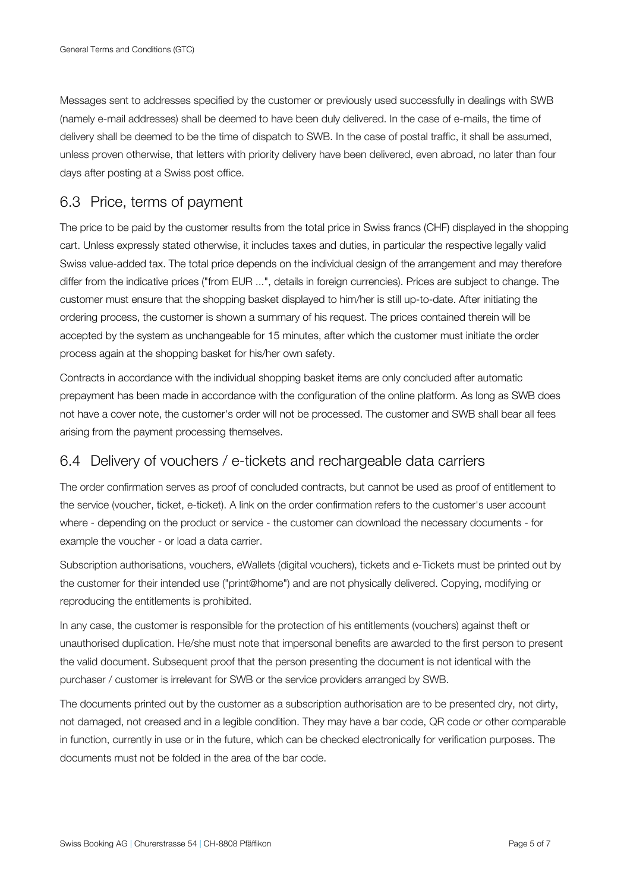Messages sent to addresses specified by the customer or previously used successfully in dealings with SWB (namely e-mail addresses) shall be deemed to have been duly delivered. In the case of e-mails, the time of delivery shall be deemed to be the time of dispatch to SWB. In the case of postal traffic, it shall be assumed, unless proven otherwise, that letters with priority delivery have been delivered, even abroad, no later than four days after posting at a Swiss post office.

## 6.3 Price, terms of payment

The price to be paid by the customer results from the total price in Swiss francs (CHF) displayed in the shopping cart. Unless expressly stated otherwise, it includes taxes and duties, in particular the respective legally valid Swiss value-added tax. The total price depends on the individual design of the arrangement and may therefore differ from the indicative prices ("from EUR ...", details in foreign currencies). Prices are subject to change. The customer must ensure that the shopping basket displayed to him/her is still up-to-date. After initiating the ordering process, the customer is shown a summary of his request. The prices contained therein will be accepted by the system as unchangeable for 15 minutes, after which the customer must initiate the order process again at the shopping basket for his/her own safety.

Contracts in accordance with the individual shopping basket items are only concluded after automatic prepayment has been made in accordance with the configuration of the online platform. As long as SWB does not have a cover note, the customer's order will not be processed. The customer and SWB shall bear all fees arising from the payment processing themselves.

## 6.4 Delivery of vouchers / e-tickets and rechargeable data carriers

The order confirmation serves as proof of concluded contracts, but cannot be used as proof of entitlement to the service (voucher, ticket, e-ticket). A link on the order confirmation refers to the customer's user account where - depending on the product or service - the customer can download the necessary documents - for example the voucher - or load a data carrier.

Subscription authorisations, vouchers, eWallets (digital vouchers), tickets and e-Tickets must be printed out by the customer for their intended use ("print@home") and are not physically delivered. Copying, modifying or reproducing the entitlements is prohibited.

In any case, the customer is responsible for the protection of his entitlements (vouchers) against theft or unauthorised duplication. He/she must note that impersonal benefits are awarded to the first person to present the valid document. Subsequent proof that the person presenting the document is not identical with the purchaser / customer is irrelevant for SWB or the service providers arranged by SWB.

The documents printed out by the customer as a subscription authorisation are to be presented dry, not dirty, not damaged, not creased and in a legible condition. They may have a bar code, QR code or other comparable in function, currently in use or in the future, which can be checked electronically for verification purposes. The documents must not be folded in the area of the bar code.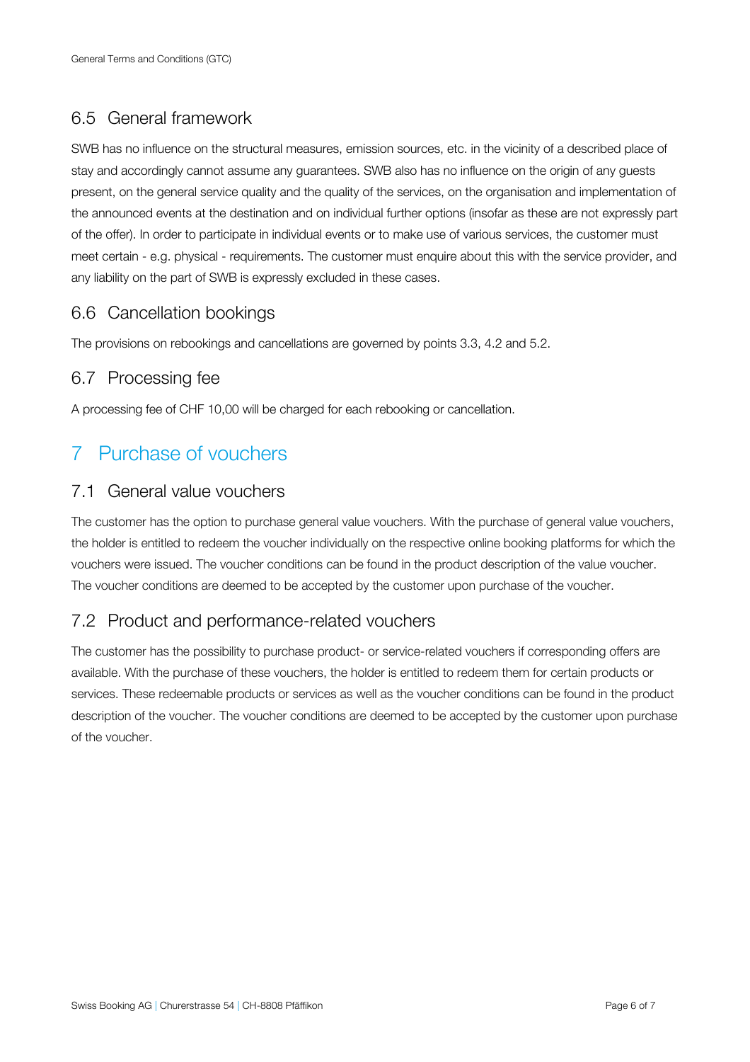### 6.5 General framework

SWB has no influence on the structural measures, emission sources, etc. in the vicinity of a described place of stay and accordingly cannot assume any guarantees. SWB also has no influence on the origin of any guests present, on the general service quality and the quality of the services, on the organisation and implementation of the announced events at the destination and on individual further options (insofar as these are not expressly part of the offer). In order to participate in individual events or to make use of various services, the customer must meet certain - e.g. physical - requirements. The customer must enquire about this with the service provider, and any liability on the part of SWB is expressly excluded in these cases.

### 6.6 Cancellation bookings

The provisions on rebookings and cancellations are governed by points 3.3, 4.2 and 5.2.

### 6.7 Processing fee

A processing fee of CHF 10,00 will be charged for each rebooking or cancellation.

## 7 Purchase of vouchers

### 7.1 General value vouchers

The customer has the option to purchase general value vouchers. With the purchase of general value vouchers, the holder is entitled to redeem the voucher individually on the respective online booking platforms for which the vouchers were issued. The voucher conditions can be found in the product description of the value voucher. The voucher conditions are deemed to be accepted by the customer upon purchase of the voucher.

### 7.2 Product and performance-related vouchers

The customer has the possibility to purchase product- or service-related vouchers if corresponding offers are available. With the purchase of these vouchers, the holder is entitled to redeem them for certain products or services. These redeemable products or services as well as the voucher conditions can be found in the product description of the voucher. The voucher conditions are deemed to be accepted by the customer upon purchase of the voucher.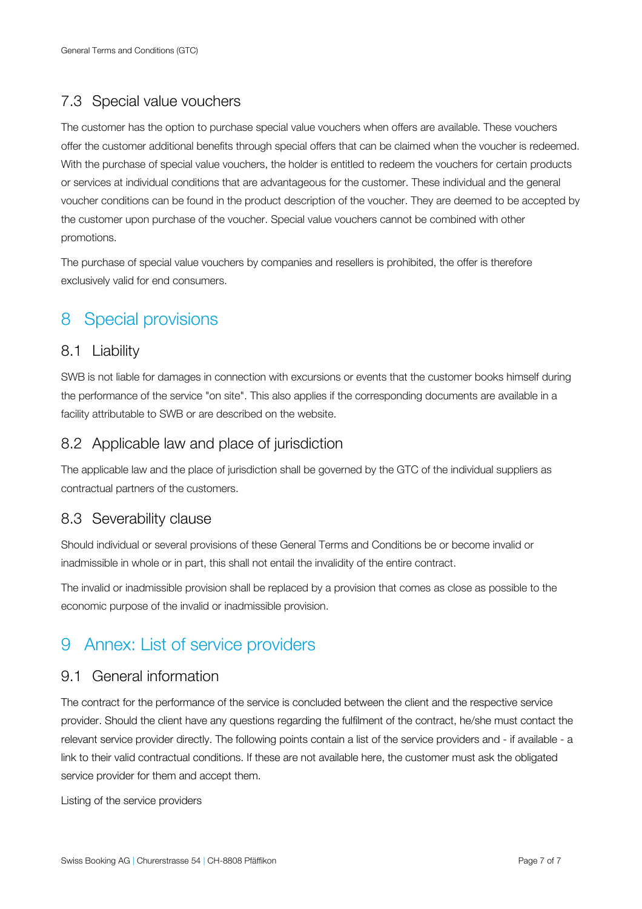## 7.3 Special value vouchers

The customer has the option to purchase special value vouchers when offers are available. These vouchers offer the customer additional benefits through special offers that can be claimed when the voucher is redeemed. With the purchase of special value vouchers, the holder is entitled to redeem the vouchers for certain products or services at individual conditions that are advantageous for the customer. These individual and the general voucher conditions can be found in the product description of the voucher. They are deemed to be accepted by the customer upon purchase of the voucher. Special value vouchers cannot be combined with other promotions.

The purchase of special value vouchers by companies and resellers is prohibited, the offer is therefore exclusively valid for end consumers.

# 8 Special provisions

## 8.1 Liability

SWB is not liable for damages in connection with excursions or events that the customer books himself during the performance of the service "on site". This also applies if the corresponding documents are available in a facility attributable to SWB or are described on the website.

## 8.2 Applicable law and place of jurisdiction

The applicable law and the place of jurisdiction shall be governed by the GTC of the individual suppliers as contractual partners of the customers.

## 8.3 Severability clause

Should individual or several provisions of these General Terms and Conditions be or become invalid or inadmissible in whole or in part, this shall not entail the invalidity of the entire contract.

The invalid or inadmissible provision shall be replaced by a provision that comes as close as possible to the economic purpose of the invalid or inadmissible provision.

# 9 Annex: List of service providers

## 9.1 General information

The contract for the performance of the service is concluded between the client and the respective service provider. Should the client have any questions regarding the fulfilment of the contract, he/she must contact the relevant service provider directly. The following points contain a list of the service providers and - if available - a link to their valid contractual conditions. If these are not available here, the customer must ask the obligated service provider for them and accept them.

Listing of the service providers